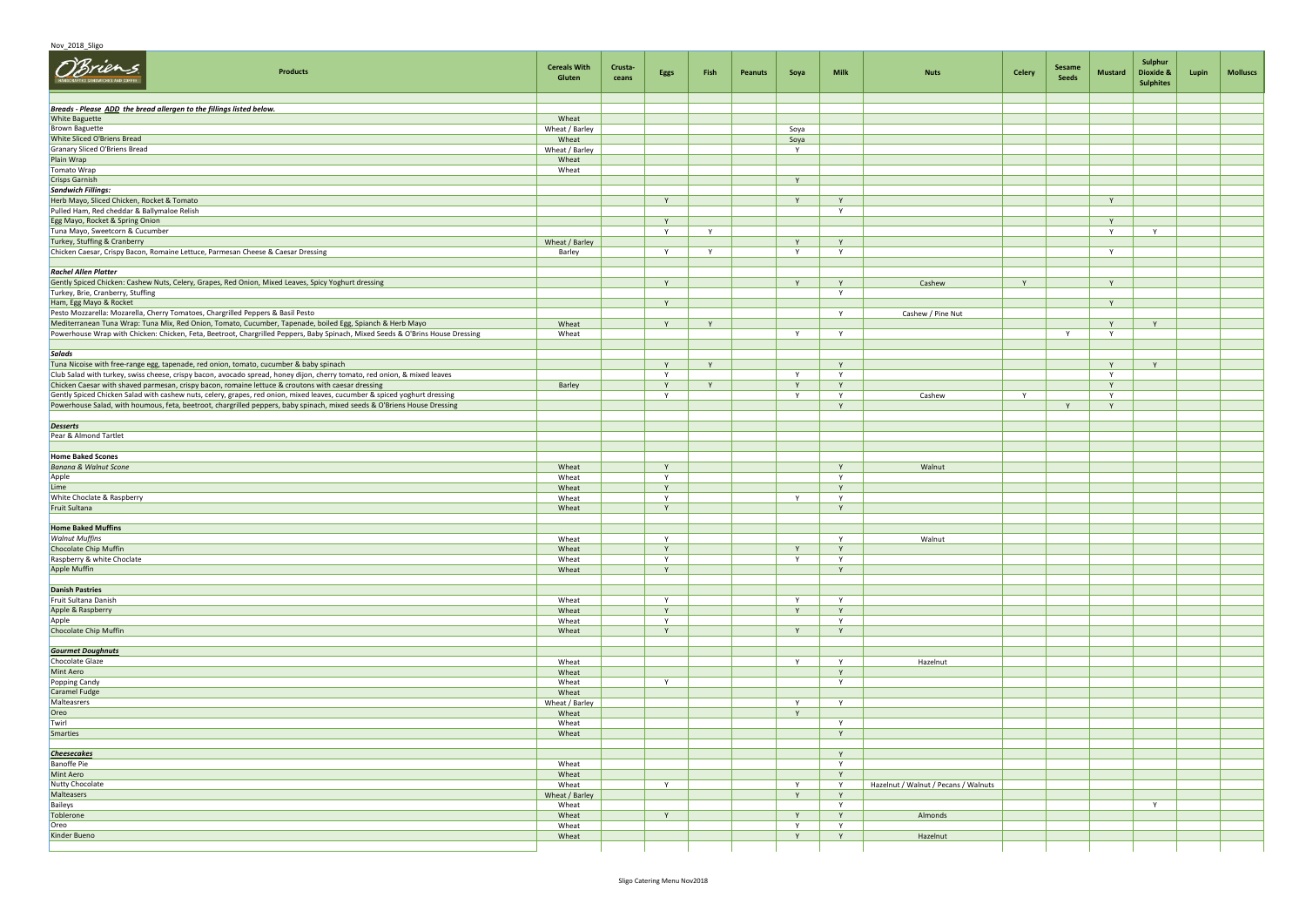Nov_2018_Sligo

| Products | Cereals With Gluten | Crusta-ceans | Eggs | Fish | Peanuts | Soya | Milk | Nuts | Celery | Sesame Seeds | Mustard | Sulphur Dioxide & Sulphites | Lupin | Molluscs |
|---|---|---|---|---|---|---|---|---|---|---|---|---|---|---|
| ***Breads - Please ADD the bread allergen to the fillings listed below.*** | | | | | | | | | | | | | | |
| White Baguette | Wheat | | | | | | | | | | | | | |
| Brown Baguette | Wheat / Barley | | | | | Soya | | | | | | | | |
| White Sliced O'Briens Bread | Wheat | | | | | Soya | | | | | | | | |
| Granary Sliced O'Briens Bread | Wheat / Barley | | | | | Y | | | | | | | | |
| Plain Wrap | Wheat | | | | | | | | | | | | | |
| Tomato Wrap | Wheat | | | | | | | | | | | | | |
| Crisps Garnish | | | | | | Y | | | | | | | | |
| ***Sandwich Fillings:*** | | | | | | | | | | | | | | |
| Herb Mayo, Sliced Chicken, Rocket & Tomato | | | Y | | | Y | Y | | | | Y | | | |
| Pulled Ham, Red cheddar & Ballymaloe Relish | | | | | | | Y | | | | | | | |
| Egg Mayo, Rocket & Spring Onion | | | Y | | | | | | | | Y | | | |
| Tuna Mayo, Sweetcorn & Cucumber | | | Y | Y | | | | | | | Y | Y | | |
| Turkey, Stuffing & Cranberry | Wheat / Barley | | | | | Y | Y | | | | | | | |
| Chicken Caesar, Crispy Bacon, Romaine Lettuce, Parmesan Cheese & Caesar Dressing | Barley | | Y | Y | | Y | Y | | | | Y | | | |
| ***Rachel Allen Platter*** | | | | | | | | | | | | | | |
| Gently Spiced Chicken: Cashew Nuts, Celery, Grapes, Red Onion, Mixed Leaves, Spicy Yoghurt dressing | | | Y | | | Y | Y | Cashew | Y | | Y | | | |
| Turkey, Brie, Cranberry, Stuffing | | | | | | | Y | | | | | | | |
| Ham, Egg Mayo & Rocket | | | Y | | | | | | | | Y | | | |
| Pesto Mozzarella: Mozarella, Cherry Tomatoes, Chargrilled Peppers & Basil Pesto | | | | | | | Y | Cashew / Pine Nut | | | | | | |
| Mediterranean Tuna Wrap: Tuna Mix, Red Onion, Tomato, Cucumber, Tapenade, boiled Egg, Spinach & Herb Mayo | Wheat | | Y | Y | | | | | | | Y | Y | | |
| Powerhouse Wrap with Chicken: Chicken, Feta, Beetroot, Chargrilled Peppers, Baby Spinach, Mixed Seeds & O'Brins House Dressing | Wheat | | | | | Y | Y | | | Y | Y | | | |
| ***Salads*** | | | | | | | | | | | | | | |
| Tuna Nicoise with free-range egg, tapenade, red onion, tomato, cucumber & baby spinach | | | Y | Y | | | Y | | | | Y | Y | | |
| Club Salad with turkey, swiss cheese, crispy bacon, avocado spread, honey dijon, cherry tomato, red onion, & mixed leaves | | | Y | | | Y | Y | | | | Y | | | |
| Chicken Caesar with shaved parmesan, crispy bacon, romaine lettuce & croutons with caesar dressing | Barley | | Y | Y | | Y | Y | | | | Y | | | |
| Gently Spiced Chicken Salad with cashew nuts, celery, grapes, red onion, mixed leaves, cucumber & spiced yoghurt dressing | | | Y | | | Y | Y | Cashew | Y | | Y | | | |
| Powerhouse Salad, with houmous, feta, beetroot, chargrilled peppers, baby spinach, mixed seeds & O'Briens House Dressing | | | | | | | Y | | | Y | Y | | | |
| ***Desserts*** | | | | | | | | | | | | | | |
| Pear & Almond Tartlet | | | | | | | | | | | | | | |
| **Home Baked Scones** | | | | | | | | | | | | | | |
| *Banana & Walnut Scone* | Wheat | | Y | | | | Y | Walnut | | | | | | |
| Apple | Wheat | | Y | | | | Y | | | | | | | |
| Lime | Wheat | | Y | | | | Y | | | | | | | |
| White Choclate & Raspberry | Wheat | | Y | | | Y | Y | | | | | | | |
| Fruit Sultana | Wheat | | Y | | | | Y | | | | | | | |
| **Home Baked Muffins** | | | | | | | | | | | | | | |
| *Walnut Muffins* | Wheat | | Y | | | | Y | Walnut | | | | | | |
| Chocolate Chip Muffin | Wheat | | Y | | | Y | Y | | | | | | | |
| Raspberry & white Choclate | Wheat | | Y | | | Y | Y | | | | | | | |
| Apple Muffin | Wheat | | Y | | | | Y | | | | | | | |
| **Danish Pastries** | | | | | | | | | | | | | | |
| Fruit Sultana Danish | Wheat | | Y | | | Y | Y | | | | | | | |
| Apple & Raspberry | Wheat | | Y | | | Y | Y | | | | | | | |
| Apple | Wheat | | Y | | | | Y | | | | | | | |
| Chocolate Chip Muffin | Wheat | | Y | | | Y | Y | | | | | | | |
| ***Gourmet Doughnuts*** | | | | | | | | | | | | | | |
| Chocolate Glaze | Wheat | | | | | Y | Y | Hazelnut | | | | | | |
| Mint Aero | Wheat | | | | | | Y | | | | | | | |
| Popping Candy | Wheat | | Y | | | | Y | | | | | | | |
| Caramel Fudge | Wheat | | | | | | | | | | | | | |
| Malteasrers | Wheat / Barley | | | | | Y | Y | | | | | | | |
| Oreo | Wheat | | | | | Y | | | | | | | | |
| Twirl | Wheat | | | | | | Y | | | | | | | |
| Smarties | Wheat | | | | | | Y | | | | | | | |
| ***Cheesecakes*** | | | | | | | Y | | | | | | | |
| Banoffe Pie | Wheat | | | | | | Y | | | | | | | |
| Mint Aero | Wheat | | | | | | Y | | | | | | | |
| Nutty Chocolate | Wheat | | Y | | | Y | Y | Hazelnut / Walnut / Pecans / Walnuts | | | | | | |
| Malteasers | Wheat / Barley | | | | | Y | Y | | | | | | | |
| Baileys | Wheat | | | | | | Y | | | | | Y | | |
| Toblerone | Wheat | | Y | | | Y | Y | Almonds | | | | | | |
| Oreo | Wheat | | | | | Y | Y | | | | | | | |
| Kinder Bueno | Wheat | | | | | Y | Y | Hazelnut | | | | | | |

Sligo Catering Menu Nov2018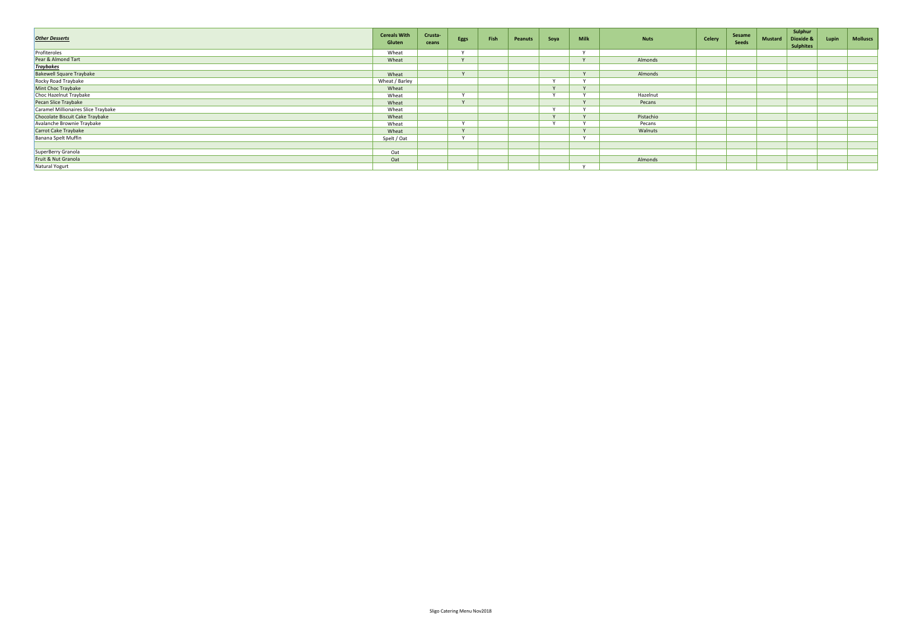| ***Other Desserts*** | Cereals With Gluten | Crusta-ceans | Eggs | Fish | Peanuts | Soya | Milk | Nuts | Celery | Sesame Seeds | Mustard | Sulphur Dioxide & Sulphites | Lupin | Molluscs |
|---|---|---|---|---|---|---|---|---|---|---|---|---|---|---|
| Profiteroles | Wheat | | Y | | | | Y | | | | | | | |
| Pear & Almond Tart | Wheat | | Y | | | | Y | Almonds | | | | | | |
| ***Traybakes*** | | | | | | | | | | | | | | |
| Bakewell Square Traybake | Wheat | | Y | | | | Y | Almonds | | | | | | |
| Rocky Road Traybake | Wheat / Barley | | | | | Y | Y | | | | | | | |
| Mint Choc Traybake | Wheat | | | | | Y | Y | | | | | | | |
| Choc Hazelnut Traybake | Wheat | | Y | | | Y | Y | Hazelnut | | | | | | |
| Pecan Slice Traybake | Wheat | | Y | | | | Y | Pecans | | | | | | |
| Caramel Millionaires Slice Traybake | Wheat | | | | | Y | Y | | | | | | | |
| Chocolate Biscuit Cake Traybake | Wheat | | | | | Y | Y | Pistachio | | | | | | |
| Avalanche Brownie Traybake | Wheat | | Y | | | Y | Y | Pecans | | | | | | |
| Carrot Cake Traybake | Wheat | | Y | | | | Y | Walnuts | | | | | | |
| Banana Spelt Muffin | Spelt / Oat | | Y | | | | Y | | | | | | | |
| | | | | | | | | | | | | | | |
| SuperBerry Granola | Oat | | | | | | | | | | | | | |
| Fruit & Nut Granola | Oat | | | | | | | Almonds | | | | | | |
| Natural Yogurt | | | | | | | Y | | | | | | | |

Sligo Catering Menu Nov2018